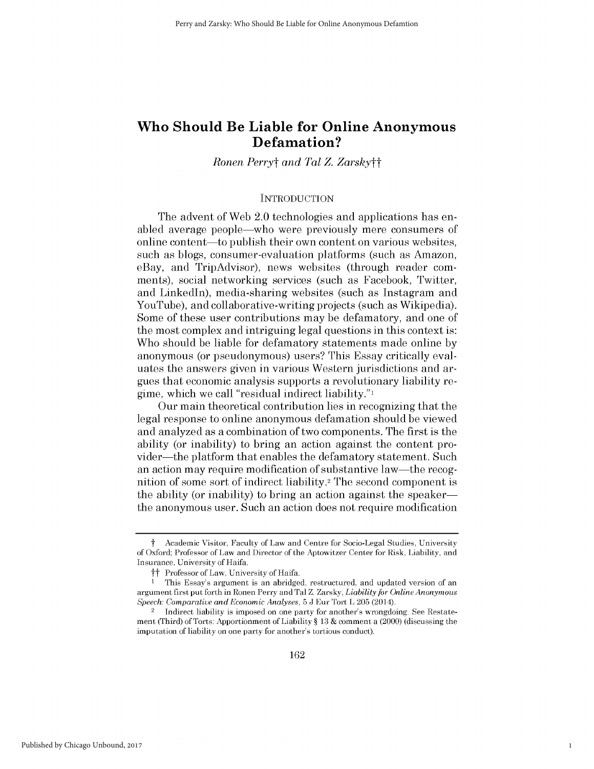# Who Should Be Liable for Online Anonymous Defamation?

*Ronen Perry*† *and Tal Z. Zarsky*††

## INTRODUCTION

The advent of Web 2.0 technologies and applications has enabled average people—who were previously mere consumers of online content—to publish their own content on various websites, such as blogs, consumer-evaluation platforms (such as Amazon, eBay, and TripAdvisor), news websites (through reader comments), social networking services (such as Facebook, Twitter, and LinkedIn), media-sharing websites (such as Instagram and YouTube), and collaborative-writing projects (such as Wikipedia). Some of these user contributions may be defamatory, and one of the most complex and intriguing legal questions in this context is: Who should be liable for defamatory statements made online by anonymous (or pseudonymous) users? This Essay critically evaluates the answers given in various Western jurisdictions and argues that economic analysis supports a revolutionary liability regime, which we call "residual indirect liability."[1]

Our main theoretical contribution lies in recognizing that the legal response to online anonymous defamation should be viewed and analyzed as a combination of two components. The first is the ability (or inability) to bring an action against the content provider—the platform that enables the defamatory statement. Such an action may require modification of substantive law—the recognition of some sort of indirect liability.[2] The second component is the ability (or inability) to bring an action against the speaker—the anonymous user. Such an action does not require modification

---

† Academic Visitor, Faculty of Law and Centre for Socio-Legal Studies, University of Oxford; Professor of Law and Director of the Aptowitzer Center for Risk, Liability, and Insurance, University of Haifa.

†† Professor of Law, University of Haifa.

1 This Essay's argument is an abridged, restructured, and updated version of an argument first put forth in Ronen Perry and Tal Z. Zarsky, *Liability for Online Anonymous Speech: Comparative and Economic Analyses*, 5 J Eur Tort L 205 (2014).

2 Indirect liability is imposed on one party for another's wrongdoing. See Restatement (Third) of Torts: Apportionment of Liability § 13 & comment a (2000) (discussing the imputation of liability on one party for another's tortious conduct).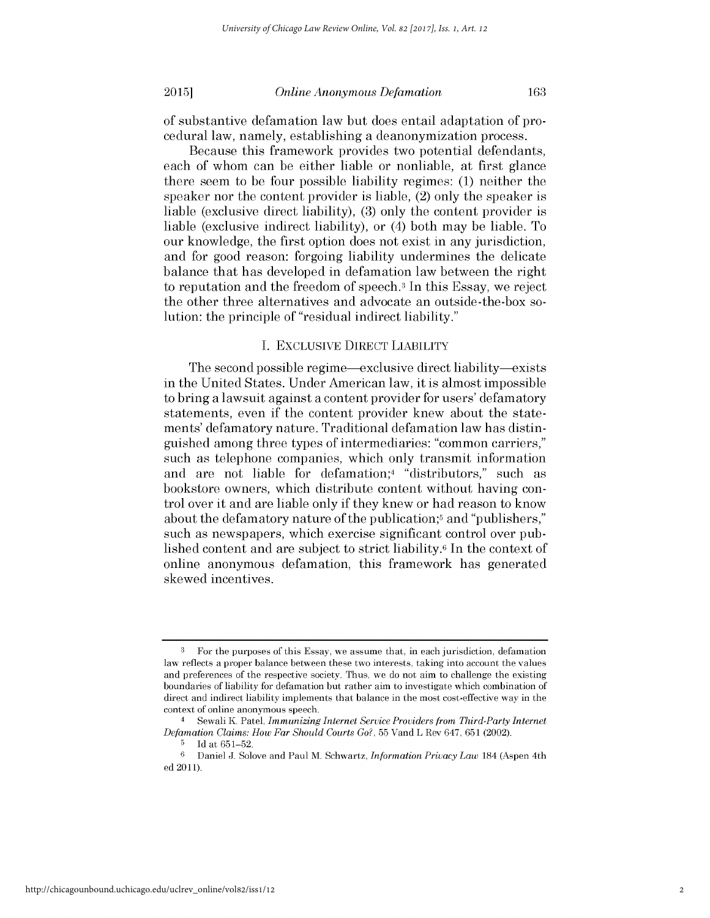of substantive defamation law but does entail adaptation of procedural law, namely, establishing a deanonymization process.

Because this framework provides two potential defendants, each of whom can be either liable or nonliable, at first glance there seem to be four possible liability regimes: (1) neither the speaker nor the content provider is liable, (2) only the speaker is liable (exclusive direct liability), (3) only the content provider is liable (exclusive indirect liability), or (4) both may be liable. To our knowledge, the first option does not exist in any jurisdiction, and for good reason: forgoing liability undermines the delicate balance that has developed in defamation law between the right to reputation and the freedom of speech.[3] In this Essay, we reject the other three alternatives and advocate an outside-the-box solution: the principle of "residual indirect liability."

## I. EXCLUSIVE DIRECT LIABILITY

The second possible regime—exclusive direct liability—exists in the United States. Under American law, it is almost impossible to bring a lawsuit against a content provider for users' defamatory statements, even if the content provider knew about the statements' defamatory nature. Traditional defamation law has distinguished among three types of intermediaries: "common carriers," such as telephone companies, which only transmit information and are not liable for defamation;[4] "distributors," such as bookstore owners, which distribute content without having control over it and are liable only if they knew or had reason to know about the defamatory nature of the publication;[5] and "publishers," such as newspapers, which exercise significant control over published content and are subject to strict liability.[6] In the context of online anonymous defamation, this framework has generated skewed incentives.

---

[3] For the purposes of this Essay, we assume that, in each jurisdiction, defamation law reflects a proper balance between these two interests, taking into account the values and preferences of the respective society. Thus, we do not aim to challenge the existing boundaries of liability for defamation but rather aim to investigate which combination of direct and indirect liability implements that balance in the most cost-effective way in the context of online anonymous speech.

[4] Sewali K. Patel, *Immunizing Internet Service Providers from Third-Party Internet Defamation Claims: How Far Should Courts Go?*, 55 Vand L Rev 647, 651 (2002).

[5] Id at 651–52.

[6] Daniel J. Solove and Paul M. Schwartz, *Information Privacy Law* 184 (Aspen 4th ed 2011).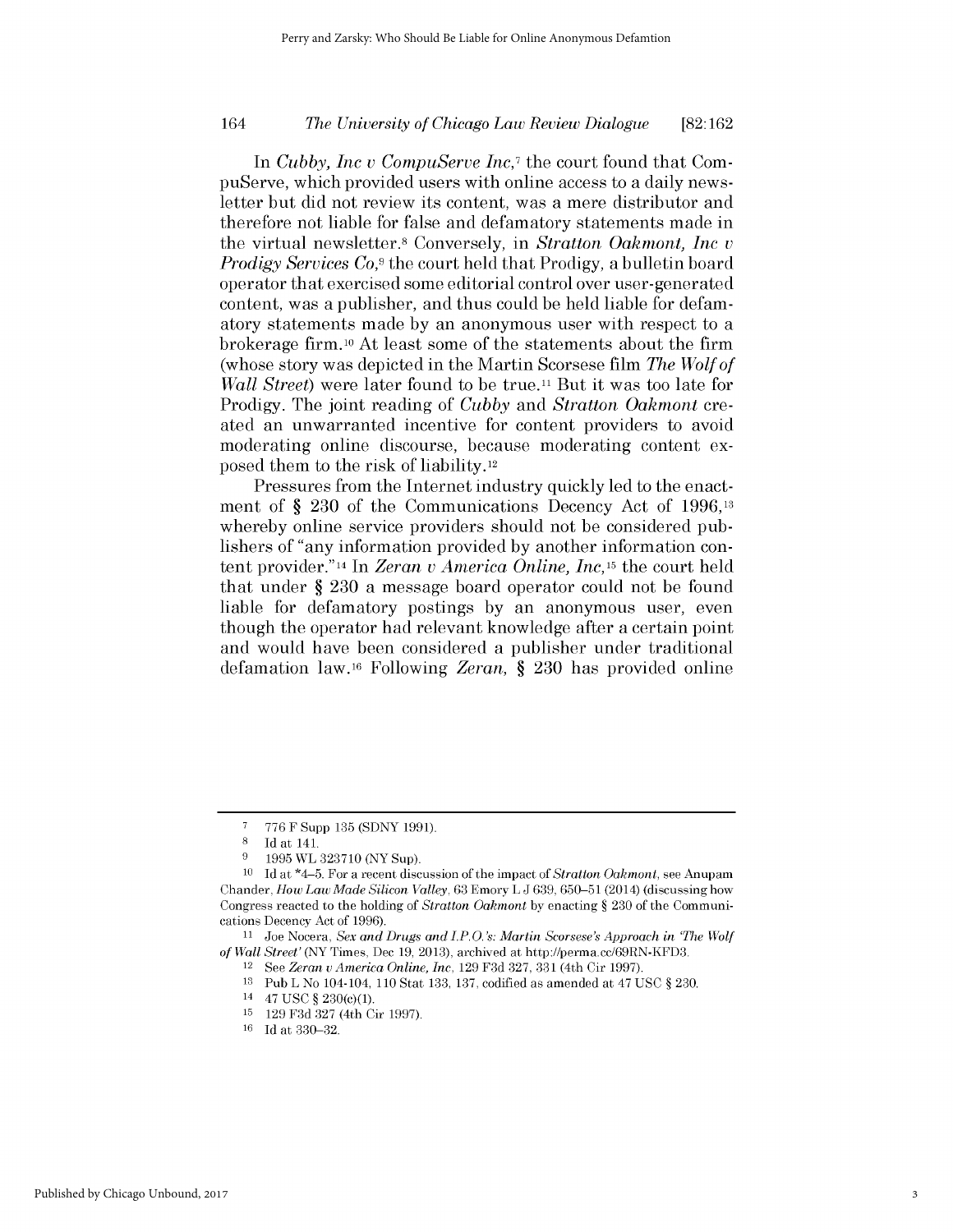In *Cubby, Inc v CompuServe Inc*,[7] the court found that CompuServe, which provided users with online access to a daily newsletter but did not review its content, was a mere distributor and therefore not liable for false and defamatory statements made in the virtual newsletter.[8] Conversely, in *Stratton Oakmont, Inc v Prodigy Services Co*,[9] the court held that Prodigy, a bulletin board operator that exercised some editorial control over user-generated content, was a publisher, and thus could be held liable for defamatory statements made by an anonymous user with respect to a brokerage firm.[10] At least some of the statements about the firm (whose story was depicted in the Martin Scorsese film *The Wolf of Wall Street*) were later found to be true.[11] But it was too late for Prodigy. The joint reading of *Cubby* and *Stratton Oakmont* created an unwarranted incentive for content providers to avoid moderating online discourse, because moderating content exposed them to the risk of liability.[12]

Pressures from the Internet industry quickly led to the enactment of § 230 of the Communications Decency Act of 1996,[13] whereby online service providers should not be considered publishers of "any information provided by another information content provider."[14] In *Zeran v America Online, Inc*,[15] the court held that under § 230 a message board operator could not be found liable for defamatory postings by an anonymous user, even though the operator had relevant knowledge after a certain point and would have been considered a publisher under traditional defamation law.[16] Following *Zeran*, § 230 has provided online

---

7 776 F Supp 135 (SDNY 1991).

8 Id at 141.

9 1995 WL 323710 (NY Sup).

10 Id at *4–5. For a recent discussion of the impact of *Stratton Oakmont*, see Anupam Chander, *How Law Made Silicon Valley*, 63 Emory L J 639, 650–51 (2014) (discussing how Congress reacted to the holding of *Stratton Oakmont* by enacting § 230 of the Communications Decency Act of 1996).

11 Joe Nocera, *Sex and Drugs and I.P.O.'s: Martin Scorsese's Approach in 'The Wolf of Wall Street'* (NY Times, Dec 19, 2013), archived at http://perma.cc/69RN-KFD3.

12 See *Zeran v America Online, Inc*, 129 F3d 327, 331 (4th Cir 1997).

13 Pub L No 104-104, 110 Stat 133, 137, codified as amended at 47 USC § 230.

14 47 USC § 230(c)(1).

15 129 F3d 327 (4th Cir 1997).

16 Id at 330–32.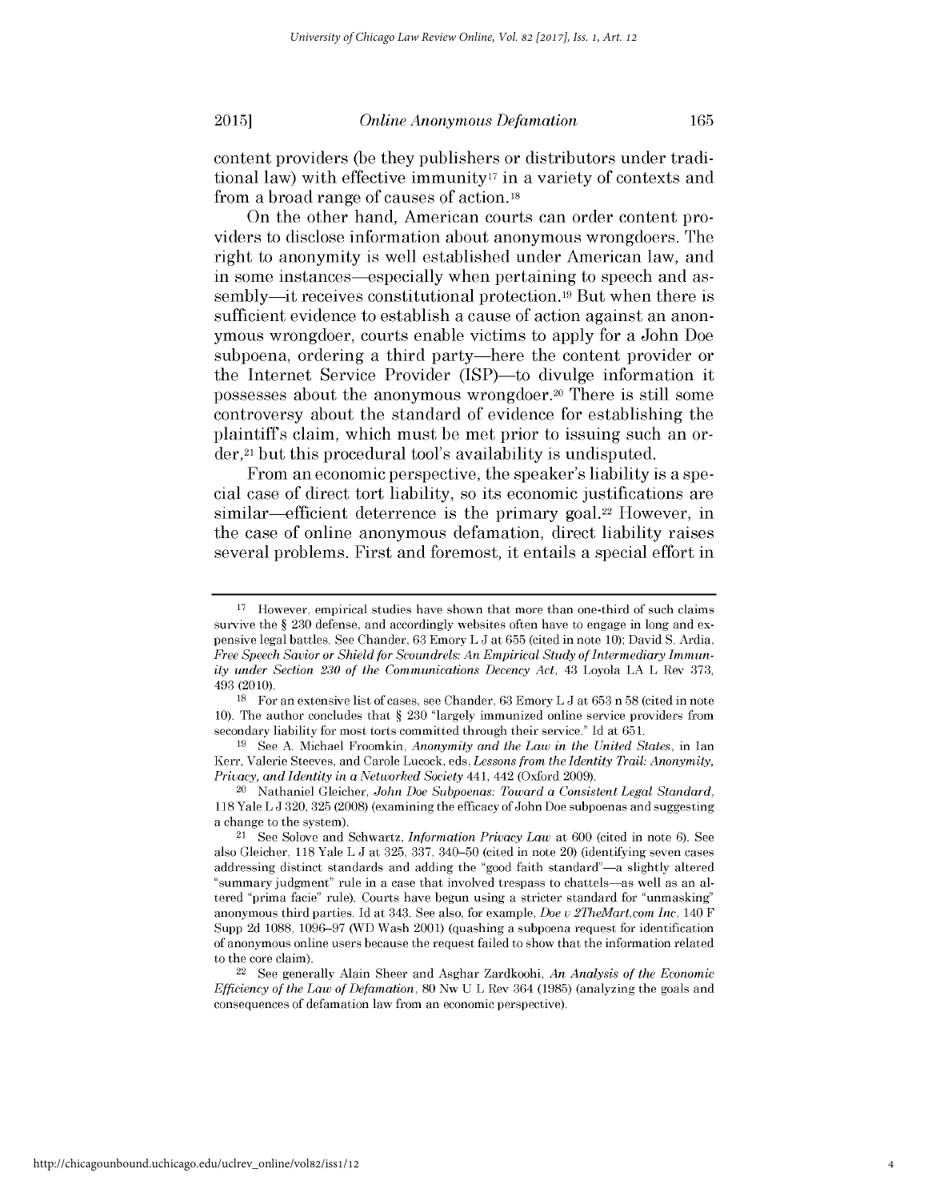content providers (be they publishers or distributors under traditional law) with effective immunity[17] in a variety of contexts and from a broad range of causes of action.[18]

On the other hand, American courts can order content providers to disclose information about anonymous wrongdoers. The right to anonymity is well established under American law, and in some instances—especially when pertaining to speech and assembly—it receives constitutional protection.[19] But when there is sufficient evidence to establish a cause of action against an anonymous wrongdoer, courts enable victims to apply for a John Doe subpoena, ordering a third party—here the content provider or the Internet Service Provider (ISP)—to divulge information it possesses about the anonymous wrongdoer.[20] There is still some controversy about the standard of evidence for establishing the plaintiff's claim, which must be met prior to issuing such an order,[21] but this procedural tool's availability is undisputed.

From an economic perspective, the speaker's liability is a special case of direct tort liability, so its economic justifications are similar—efficient deterrence is the primary goal.[22] However, in the case of online anonymous defamation, direct liability raises several problems. First and foremost, it entails a special effort in

---

[17] However, empirical studies have shown that more than one-third of such claims survive the § 230 defense, and accordingly websites often have to engage in long and expensive legal battles. See Chander, 63 Emory L J at 655 (cited in note 10); David S. Ardia, *Free Speech Savior or Shield for Scoundrels: An Empirical Study of Intermediary Immunity under Section 230 of the Communications Decency Act*, 43 Loyola LA L Rev 373, 493 (2010).

[18] For an extensive list of cases, see Chander, 63 Emory L J at 653 n 58 (cited in note 10). The author concludes that § 230 "largely immunized online service providers from secondary liability for most torts committed through their service." Id at 651.

[19] See A. Michael Froomkin, *Anonymity and the Law in the United States*, in Ian Kerr, Valerie Steeves, and Carole Lucock, eds, *Lessons from the Identity Trail: Anonymity, Privacy, and Identity in a Networked Society* 441, 442 (Oxford 2009).

[20] Nathaniel Gleicher, *John Doe Subpoenas: Toward a Consistent Legal Standard*, 118 Yale L J 320, 325 (2008) (examining the efficacy of John Doe subpoenas and suggesting a change to the system).

[21] See Solove and Schwartz, *Information Privacy Law* at 600 (cited in note 6). See also Gleicher, 118 Yale L J at 325, 337, 340–50 (cited in note 20) (identifying seven cases addressing distinct standards and adding the "good faith standard"—a slightly altered "summary judgment" rule in a case that involved trespass to chattels—as well as an altered "prima facie" rule). Courts have begun using a stricter standard for "unmasking" anonymous third parties. Id at 343. See also, for example, *Doe v 2TheMart.com Inc*, 140 F Supp 2d 1088, 1096–97 (WD Wash 2001) (quashing a subpoena request for identification of anonymous online users because the request failed to show that the information related to the core claim).

[22] See generally Alain Sheer and Asghar Zardkoohi, *An Analysis of the Economic Efficiency of the Law of Defamation*, 80 Nw U L Rev 364 (1985) (analyzing the goals and consequences of defamation law from an economic perspective).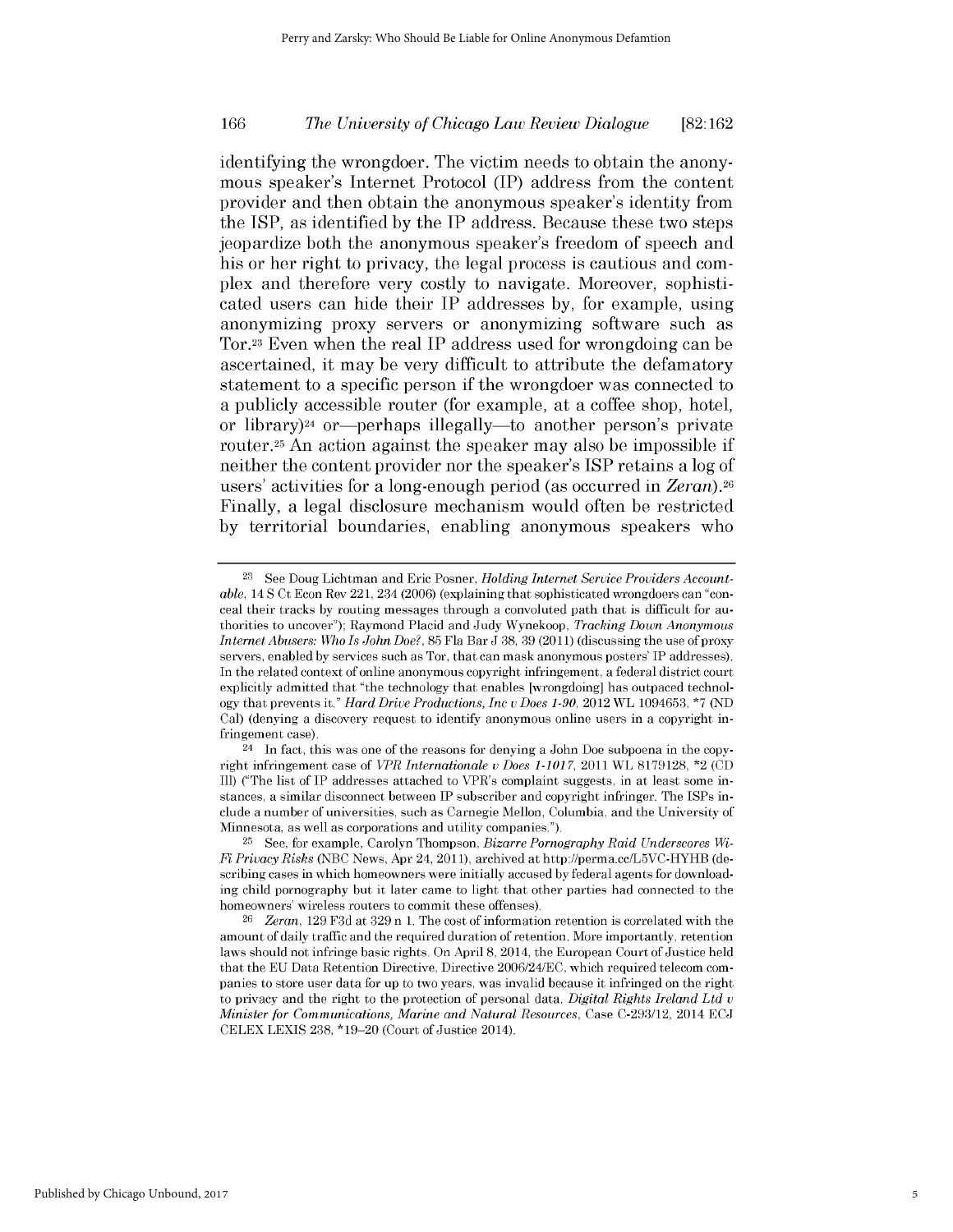identifying the wrongdoer. The victim needs to obtain the anonymous speaker's Internet Protocol (IP) address from the content provider and then obtain the anonymous speaker's identity from the ISP, as identified by the IP address. Because these two steps jeopardize both the anonymous speaker's freedom of speech and his or her right to privacy, the legal process is cautious and complex and therefore very costly to navigate. Moreover, sophisticated users can hide their IP addresses by, for example, using anonymizing proxy servers or anonymizing software such as Tor.[23] Even when the real IP address used for wrongdoing can be ascertained, it may be very difficult to attribute the defamatory statement to a specific person if the wrongdoer was connected to a publicly accessible router (for example, at a coffee shop, hotel, or library)[24] or—perhaps illegally—to another person's private router.[25] An action against the speaker may also be impossible if neither the content provider nor the speaker's ISP retains a log of users' activities for a long-enough period (as occurred in *Zeran*).[26] Finally, a legal disclosure mechanism would often be restricted by territorial boundaries, enabling anonymous speakers who

---

[23] See Doug Lichtman and Eric Posner, *Holding Internet Service Providers Accountable*, 14 S Ct Econ Rev 221, 234 (2006) (explaining that sophisticated wrongdoers can "conceal their tracks by routing messages through a convoluted path that is difficult for authorities to uncover"); Raymond Placid and Judy Wynekoop, *Tracking Down Anonymous Internet Abusers: Who Is John Doe?*, 85 Fla Bar J 38, 39 (2011) (discussing the use of proxy servers, enabled by services such as Tor, that can mask anonymous posters' IP addresses). In the related context of online anonymous copyright infringement, a federal district court explicitly admitted that "the technology that enables [wrongdoing] has outpaced technology that prevents it." *Hard Drive Productions, Inc v Does 1-90*, 2012 WL 1094653, \*7 (ND Cal) (denying a discovery request to identify anonymous online users in a copyright infringement case).

[24] In fact, this was one of the reasons for denying a John Doe subpoena in the copyright infringement case of *VPR Internationale v Does 1-1017*, 2011 WL 8179128, \*2 (CD Ill) ("The list of IP addresses attached to VPR's complaint suggests, in at least some instances, a similar disconnect between IP subscriber and copyright infringer. The ISPs include a number of universities, such as Carnegie Mellon, Columbia, and the University of Minnesota, as well as corporations and utility companies.").

[25] See, for example, Carolyn Thompson, *Bizarre Pornography Raid Underscores Wi-Fi Privacy Risks* (NBC News, Apr 24, 2011), archived at http://perma.cc/L5VC-HYHB (describing cases in which homeowners were initially accused by federal agents for downloading child pornography but it later came to light that other parties had connected to the homeowners' wireless routers to commit these offenses).

[26] *Zeran*, 129 F3d at 329 n 1. The cost of information retention is correlated with the amount of daily traffic and the required duration of retention. More importantly, retention laws should not infringe basic rights. On April 8, 2014, the European Court of Justice held that the EU Data Retention Directive, Directive 2006/24/EC, which required telecom companies to store user data for up to two years, was invalid because it infringed on the right to privacy and the right to the protection of personal data. *Digital Rights Ireland Ltd v Minister for Communications, Marine and Natural Resources*, Case C-293/12, 2014 ECJ CELEX LEXIS 238, \*19–20 (Court of Justice 2014).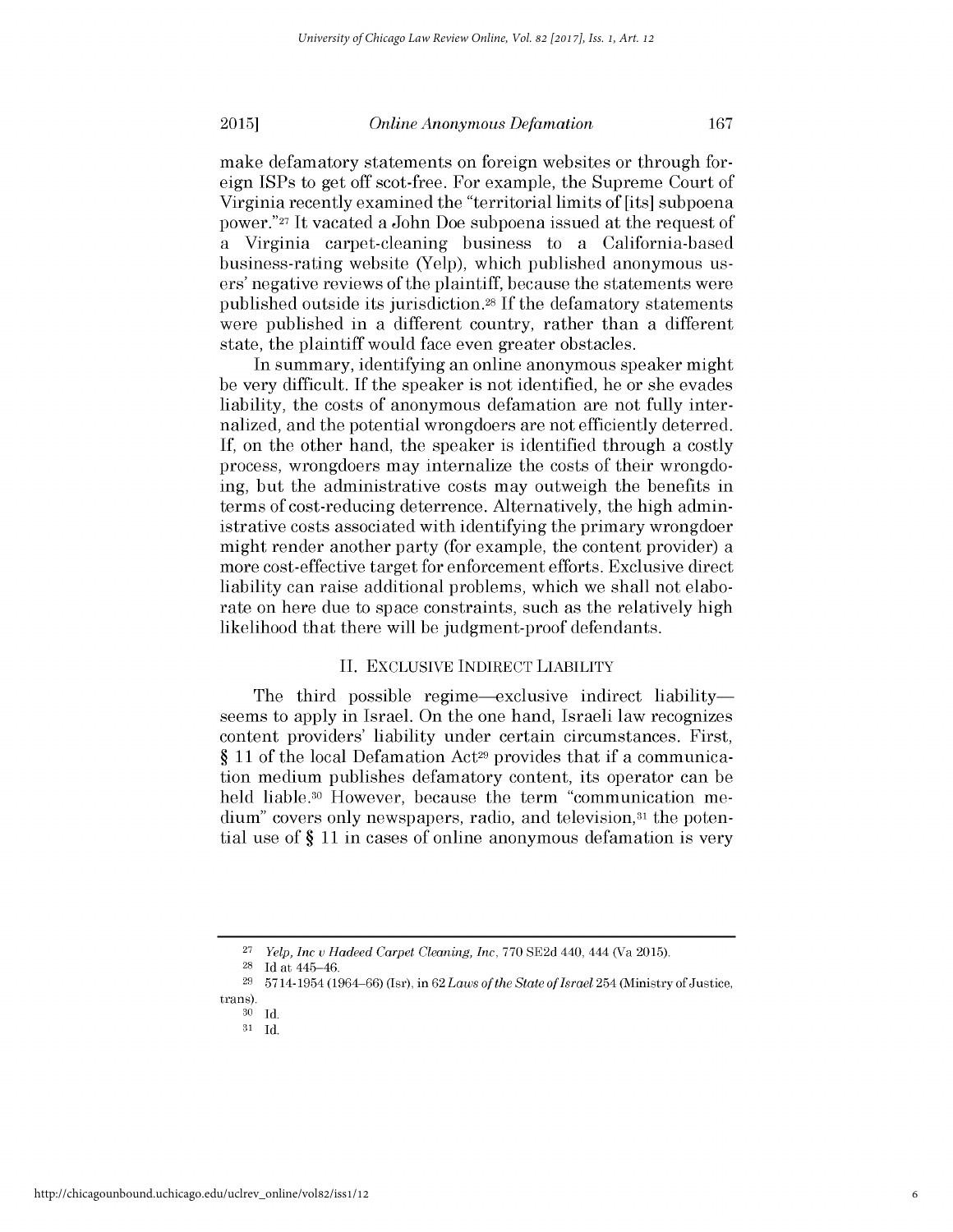make defamatory statements on foreign websites or through foreign ISPs to get off scot-free. For example, the Supreme Court of Virginia recently examined the "territorial limits of [its] subpoena power."[27] It vacated a John Doe subpoena issued at the request of a Virginia carpet-cleaning business to a California-based business-rating website (Yelp), which published anonymous users' negative reviews of the plaintiff, because the statements were published outside its jurisdiction.[28] If the defamatory statements were published in a different country, rather than a different state, the plaintiff would face even greater obstacles.

In summary, identifying an online anonymous speaker might be very difficult. If the speaker is not identified, he or she evades liability, the costs of anonymous defamation are not fully internalized, and the potential wrongdoers are not efficiently deterred. If, on the other hand, the speaker is identified through a costly process, wrongdoers may internalize the costs of their wrongdoing, but the administrative costs may outweigh the benefits in terms of cost-reducing deterrence. Alternatively, the high administrative costs associated with identifying the primary wrongdoer might render another party (for example, the content provider) a more cost-effective target for enforcement efforts. Exclusive direct liability can raise additional problems, which we shall not elaborate on here due to space constraints, such as the relatively high likelihood that there will be judgment-proof defendants.

## II. Exclusive Indirect Liability

The third possible regime—exclusive indirect liability—seems to apply in Israel. On the one hand, Israeli law recognizes content providers' liability under certain circumstances. First, § 11 of the local Defamation Act[29] provides that if a communication medium publishes defamatory content, its operator can be held liable.[30] However, because the term "communication medium" covers only newspapers, radio, and television,[31] the potential use of § 11 in cases of online anonymous defamation is very

---

[27] *Yelp, Inc v Hadeed Carpet Cleaning, Inc*, 770 SE2d 440, 444 (Va 2015).

[28] Id at 445–46.

[29] 5714-1954 (1964–66) (Isr), in 62 *Laws of the State of Israel* 254 (Ministry of Justice, trans).

[30] Id.

[31] Id.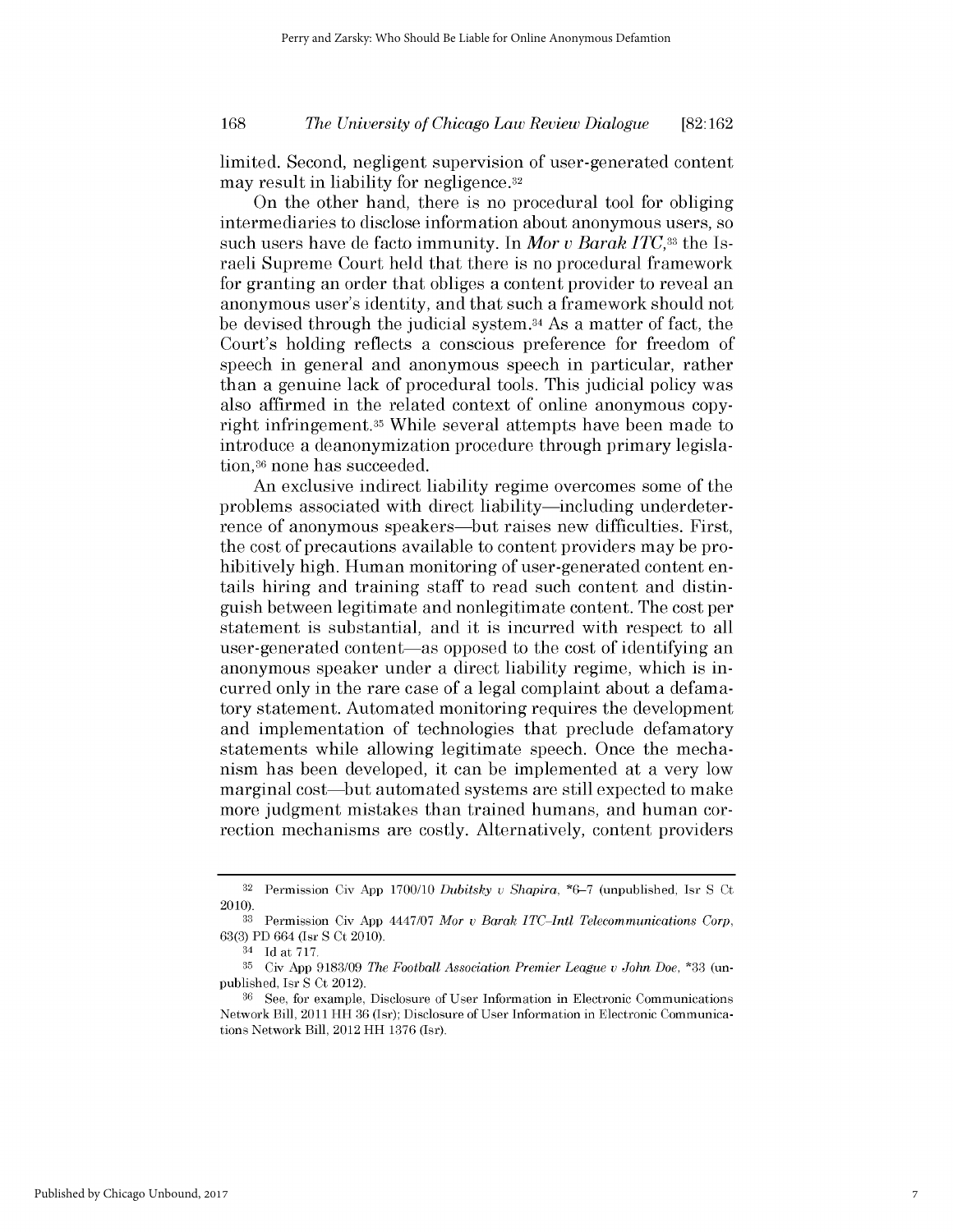limited. Second, negligent supervision of user-generated content may result in liability for negligence.[32]

On the other hand, there is no procedural tool for obliging intermediaries to disclose information about anonymous users, so such users have de facto immunity. In *Mor v Barak ITC*,[33] the Israeli Supreme Court held that there is no procedural framework for granting an order that obliges a content provider to reveal an anonymous user's identity, and that such a framework should not be devised through the judicial system.[34] As a matter of fact, the Court's holding reflects a conscious preference for freedom of speech in general and anonymous speech in particular, rather than a genuine lack of procedural tools. This judicial policy was also affirmed in the related context of online anonymous copyright infringement.[35] While several attempts have been made to introduce a deanonymization procedure through primary legislation,[36] none has succeeded.

An exclusive indirect liability regime overcomes some of the problems associated with direct liability—including underdeterrence of anonymous speakers—but raises new difficulties. First, the cost of precautions available to content providers may be prohibitively high. Human monitoring of user-generated content entails hiring and training staff to read such content and distinguish between legitimate and nonlegitimate content. The cost per statement is substantial, and it is incurred with respect to all user-generated content—as opposed to the cost of identifying an anonymous speaker under a direct liability regime, which is incurred only in the rare case of a legal complaint about a defamatory statement. Automated monitoring requires the development and implementation of technologies that preclude defamatory statements while allowing legitimate speech. Once the mechanism has been developed, it can be implemented at a very low marginal cost—but automated systems are still expected to make more judgment mistakes than trained humans, and human correction mechanisms are costly. Alternatively, content providers

---

[32] Permission Civ App 1700/10 *Dubitsky v Shapira*, *6–7 (unpublished, Isr S Ct 2010).

[33] Permission Civ App 4447/07 *Mor v Barak ITC–Intl Telecommunications Corp*, 63(3) PD 664 (Isr S Ct 2010).

[34] Id at 717.

[35] Civ App 9183/09 *The Football Association Premier League v John Doe*, *33 (unpublished, Isr S Ct 2012).

[36] See, for example, Disclosure of User Information in Electronic Communications Network Bill, 2011 HH 36 (Isr); Disclosure of User Information in Electronic Communications Network Bill, 2012 HH 1376 (Isr).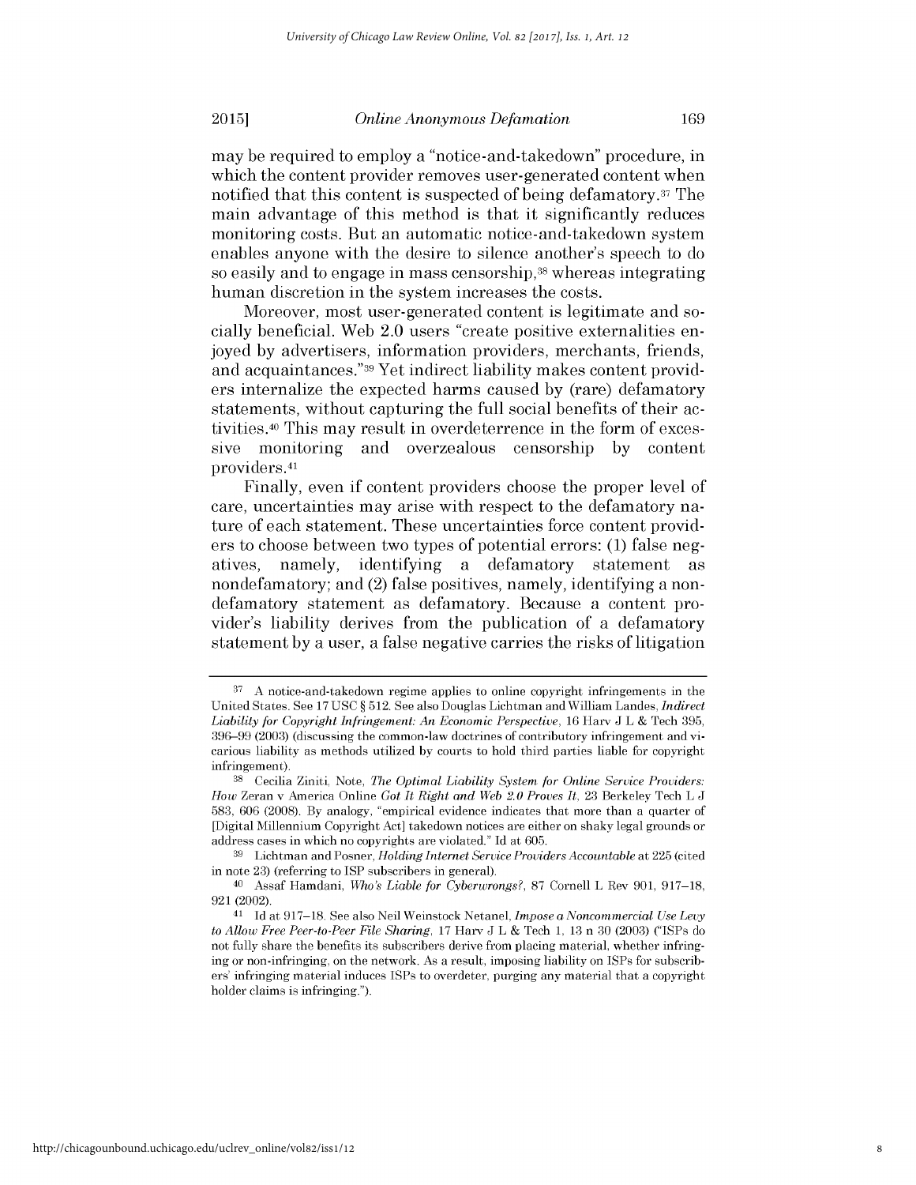may be required to employ a "notice-and-takedown" procedure, in which the content provider removes user-generated content when notified that this content is suspected of being defamatory.[37] The main advantage of this method is that it significantly reduces monitoring costs. But an automatic notice-and-takedown system enables anyone with the desire to silence another's speech to do so easily and to engage in mass censorship,[38] whereas integrating human discretion in the system increases the costs.

Moreover, most user-generated content is legitimate and socially beneficial. Web 2.0 users "create positive externalities enjoyed by advertisers, information providers, merchants, friends, and acquaintances."[39] Yet indirect liability makes content providers internalize the expected harms caused by (rare) defamatory statements, without capturing the full social benefits of their activities.[40] This may result in overdeterrence in the form of excessive monitoring and overzealous censorship by content providers.[41]

Finally, even if content providers choose the proper level of care, uncertainties may arise with respect to the defamatory nature of each statement. These uncertainties force content providers to choose between two types of potential errors: (1) false negatives, namely, identifying a defamatory statement as nondefamatory; and (2) false positives, namely, identifying a nondefamatory statement as defamatory. Because a content provider's liability derives from the publication of a defamatory statement by a user, a false negative carries the risks of litigation

---

[37] A notice-and-takedown regime applies to online copyright infringements in the United States. See 17 USC § 512. See also Douglas Lichtman and William Landes, *Indirect Liability for Copyright Infringement: An Economic Perspective*, 16 Harv J L & Tech 395, 396–99 (2003) (discussing the common-law doctrines of contributory infringement and vicarious liability as methods utilized by courts to hold third parties liable for copyright infringement).

[38] Cecilia Ziniti, Note, *The Optimal Liability System for Online Service Providers: How* Zeran v America Online *Got It Right and Web 2.0 Proves It*, 23 Berkeley Tech L J 583, 606 (2008). By analogy, "empirical evidence indicates that more than a quarter of [Digital Millennium Copyright Act] takedown notices are either on shaky legal grounds or address cases in which no copyrights are violated." Id at 605.

[39] Lichtman and Posner, *Holding Internet Service Providers Accountable* at 225 (cited in note 23) (referring to ISP subscribers in general).

[40] Assaf Hamdani, *Who's Liable for Cyberwrongs?*, 87 Cornell L Rev 901, 917–18, 921 (2002).

[41] Id at 917–18. See also Neil Weinstock Netanel, *Impose a Noncommercial Use Levy to Allow Free Peer-to-Peer File Sharing*, 17 Harv J L & Tech 1, 13 n 30 (2003) ("ISPs do not fully share the benefits its subscribers derive from placing material, whether infringing or non-infringing, on the network. As a result, imposing liability on ISPs for subscribers' infringing material induces ISPs to overdeter, purging any material that a copyright holder claims is infringing.").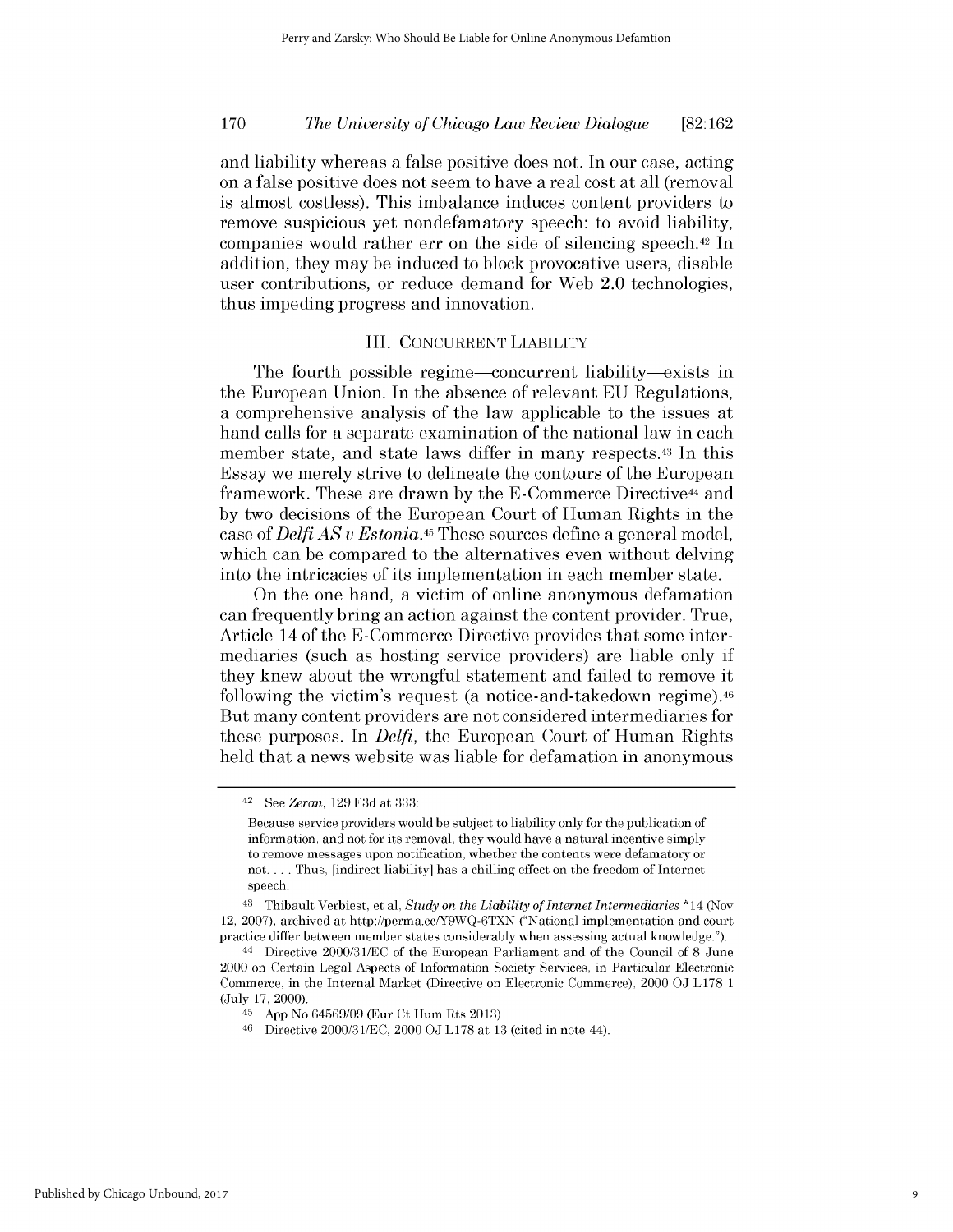and liability whereas a false positive does not. In our case, acting on a false positive does not seem to have a real cost at all (removal is almost costless). This imbalance induces content providers to remove suspicious yet nondefamatory speech: to avoid liability, companies would rather err on the side of silencing speech.[42] In addition, they may be induced to block provocative users, disable user contributions, or reduce demand for Web 2.0 technologies, thus impeding progress and innovation.

## III. CONCURRENT LIABILITY

The fourth possible regime—concurrent liability—exists in the European Union. In the absence of relevant EU Regulations, a comprehensive analysis of the law applicable to the issues at hand calls for a separate examination of the national law in each member state, and state laws differ in many respects.[43] In this Essay we merely strive to delineate the contours of the European framework. These are drawn by the E-Commerce Directive[44] and by two decisions of the European Court of Human Rights in the case of *Delfi AS v Estonia*.[45] These sources define a general model, which can be compared to the alternatives even without delving into the intricacies of its implementation in each member state.

On the one hand, a victim of online anonymous defamation can frequently bring an action against the content provider. True, Article 14 of the E-Commerce Directive provides that some intermediaries (such as hosting service providers) are liable only if they knew about the wrongful statement and failed to remove it following the victim's request (a notice-and-takedown regime).[46] But many content providers are not considered intermediaries for these purposes. In *Delfi*, the European Court of Human Rights held that a news website was liable for defamation in anonymous

---

[42] See *Zeran*, 129 F3d at 333:

> Because service providers would be subject to liability only for the publication of information, and not for its removal, they would have a natural incentive simply to remove messages upon notification, whether the contents were defamatory or not. . . . Thus, [indirect liability] has a chilling effect on the freedom of Internet speech.

[43] Thibault Verbiest, et al, *Study on the Liability of Internet Intermediaries* \*14 (Nov 12, 2007), archived at http://perma.cc/Y9WQ-6TXN ("National implementation and court practice differ between member states considerably when assessing actual knowledge.").

[44] Directive 2000/31/EC of the European Parliament and of the Council of 8 June 2000 on Certain Legal Aspects of Information Society Services, in Particular Electronic Commerce, in the Internal Market (Directive on Electronic Commerce), 2000 OJ L178 1 (July 17, 2000).

[45] App No 64569/09 (Eur Ct Hum Rts 2013).

[46] Directive 2000/31/EC, 2000 OJ L178 at 13 (cited in note 44).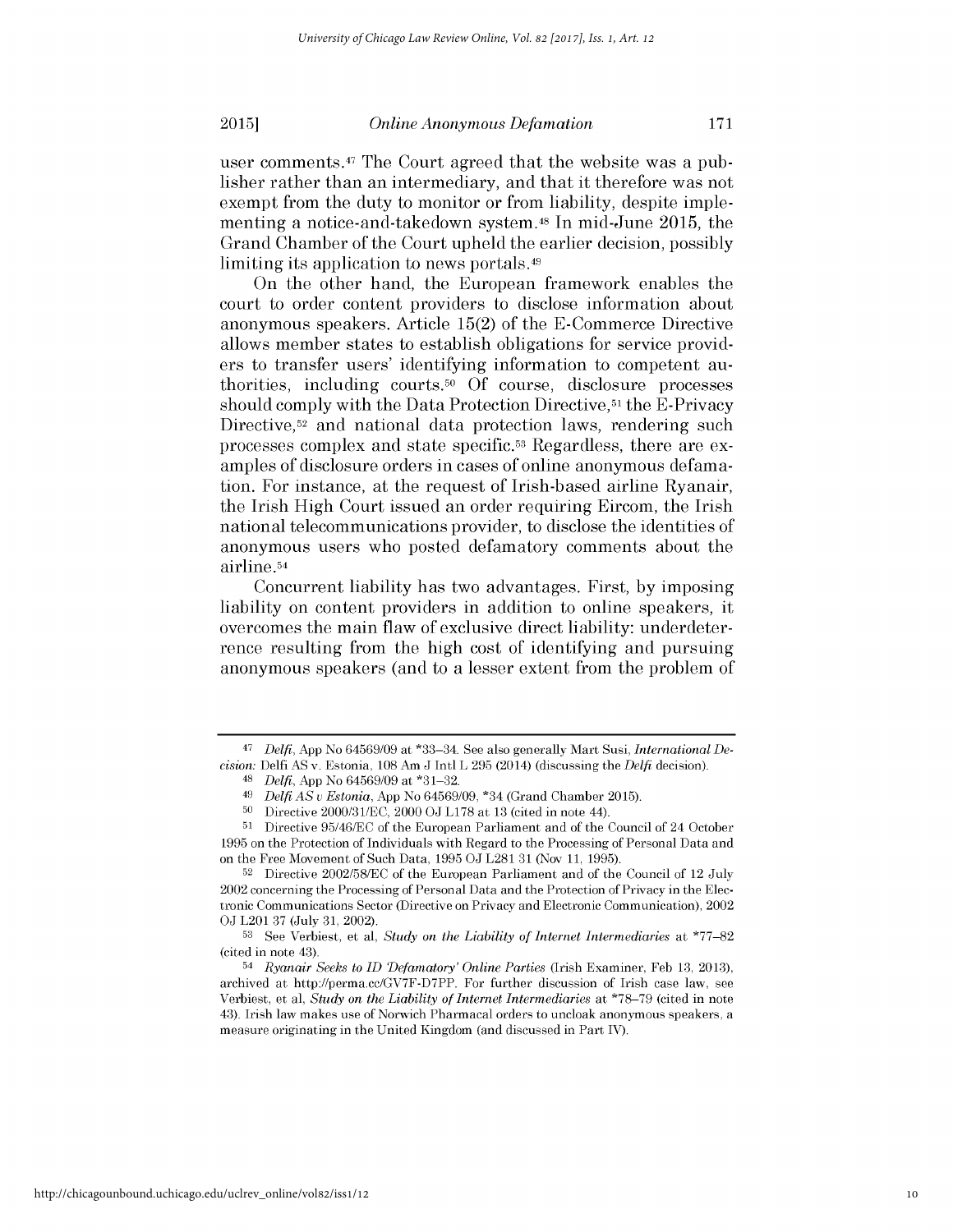user comments.[47] The Court agreed that the website was a publisher rather than an intermediary, and that it therefore was not exempt from the duty to monitor or from liability, despite implementing a notice-and-takedown system.[48] In mid-June 2015, the Grand Chamber of the Court upheld the earlier decision, possibly limiting its application to news portals.[49]

On the other hand, the European framework enables the court to order content providers to disclose information about anonymous speakers. Article 15(2) of the E-Commerce Directive allows member states to establish obligations for service providers to transfer users' identifying information to competent authorities, including courts.[50] Of course, disclosure processes should comply with the Data Protection Directive,[51] the E-Privacy Directive,[52] and national data protection laws, rendering such processes complex and state specific.[53] Regardless, there are examples of disclosure orders in cases of online anonymous defamation. For instance, at the request of Irish-based airline Ryanair, the Irish High Court issued an order requiring Eircom, the Irish national telecommunications provider, to disclose the identities of anonymous users who posted defamatory comments about the airline.[54]

Concurrent liability has two advantages. First, by imposing liability on content providers in addition to online speakers, it overcomes the main flaw of exclusive direct liability: underdeterrence resulting from the high cost of identifying and pursuing anonymous speakers (and to a lesser extent from the problem of

---

[47] *Delfi*, App No 64569/09 at *33–34. See also generally Mart Susi, *International Decision:* Delfi AS v. Estonia, 108 Am J Intl L 295 (2014) (discussing the *Delfi* decision).

[48] *Delfi*, App No 64569/09 at *31–32.

[49] *Delfi AS v Estonia*, App No 64569/09, *34 (Grand Chamber 2015).

[50] Directive 2000/31/EC, 2000 OJ L178 at 13 (cited in note 44).

[51] Directive 95/46/EC of the European Parliament and of the Council of 24 October 1995 on the Protection of Individuals with Regard to the Processing of Personal Data and on the Free Movement of Such Data, 1995 OJ L281 31 (Nov 11, 1995).

[52] Directive 2002/58/EC of the European Parliament and of the Council of 12 July 2002 concerning the Processing of Personal Data and the Protection of Privacy in the Electronic Communications Sector (Directive on Privacy and Electronic Communication), 2002 OJ L201 37 (July 31, 2002).

[53] See Verbiest, et al, *Study on the Liability of Internet Intermediaries* at *77–82 (cited in note 43).

[54] *Ryanair Seeks to ID 'Defamatory' Online Parties* (Irish Examiner, Feb 13, 2013), archived at http://perma.cc/GV7F-D7PP. For further discussion of Irish case law, see Verbiest, et al, *Study on the Liability of Internet Intermediaries* at *78–79 (cited in note 43). Irish law makes use of Norwich Pharmacal orders to uncloak anonymous speakers, a measure originating in the United Kingdom (and discussed in Part IV).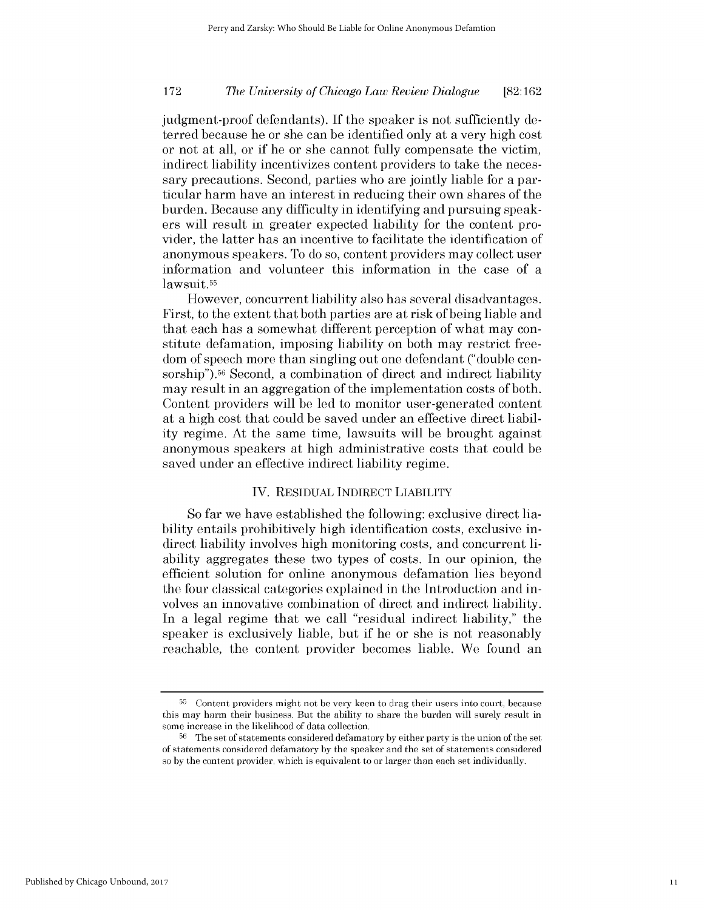judgment-proof defendants). If the speaker is not sufficiently deterred because he or she can be identified only at a very high cost or not at all, or if he or she cannot fully compensate the victim, indirect liability incentivizes content providers to take the necessary precautions. Second, parties who are jointly liable for a particular harm have an interest in reducing their own shares of the burden. Because any difficulty in identifying and pursuing speakers will result in greater expected liability for the content provider, the latter has an incentive to facilitate the identification of anonymous speakers. To do so, content providers may collect user information and volunteer this information in the case of a lawsuit.[55]

However, concurrent liability also has several disadvantages. First, to the extent that both parties are at risk of being liable and that each has a somewhat different perception of what may constitute defamation, imposing liability on both may restrict freedom of speech more than singling out one defendant ("double censorship").[56] Second, a combination of direct and indirect liability may result in an aggregation of the implementation costs of both. Content providers will be led to monitor user-generated content at a high cost that could be saved under an effective direct liability regime. At the same time, lawsuits will be brought against anonymous speakers at high administrative costs that could be saved under an effective indirect liability regime.

## IV. Residual Indirect Liability

So far we have established the following: exclusive direct liability entails prohibitively high identification costs, exclusive indirect liability involves high monitoring costs, and concurrent liability aggregates these two types of costs. In our opinion, the efficient solution for online anonymous defamation lies beyond the four classical categories explained in the Introduction and involves an innovative combination of direct and indirect liability. In a legal regime that we call "residual indirect liability," the speaker is exclusively liable, but if he or she is not reasonably reachable, the content provider becomes liable. We found an

---

[55] Content providers might not be very keen to drag their users into court, because this may harm their business. But the ability to share the burden will surely result in some increase in the likelihood of data collection.

[56] The set of statements considered defamatory by either party is the union of the set of statements considered defamatory by the speaker and the set of statements considered so by the content provider, which is equivalent to or larger than each set individually.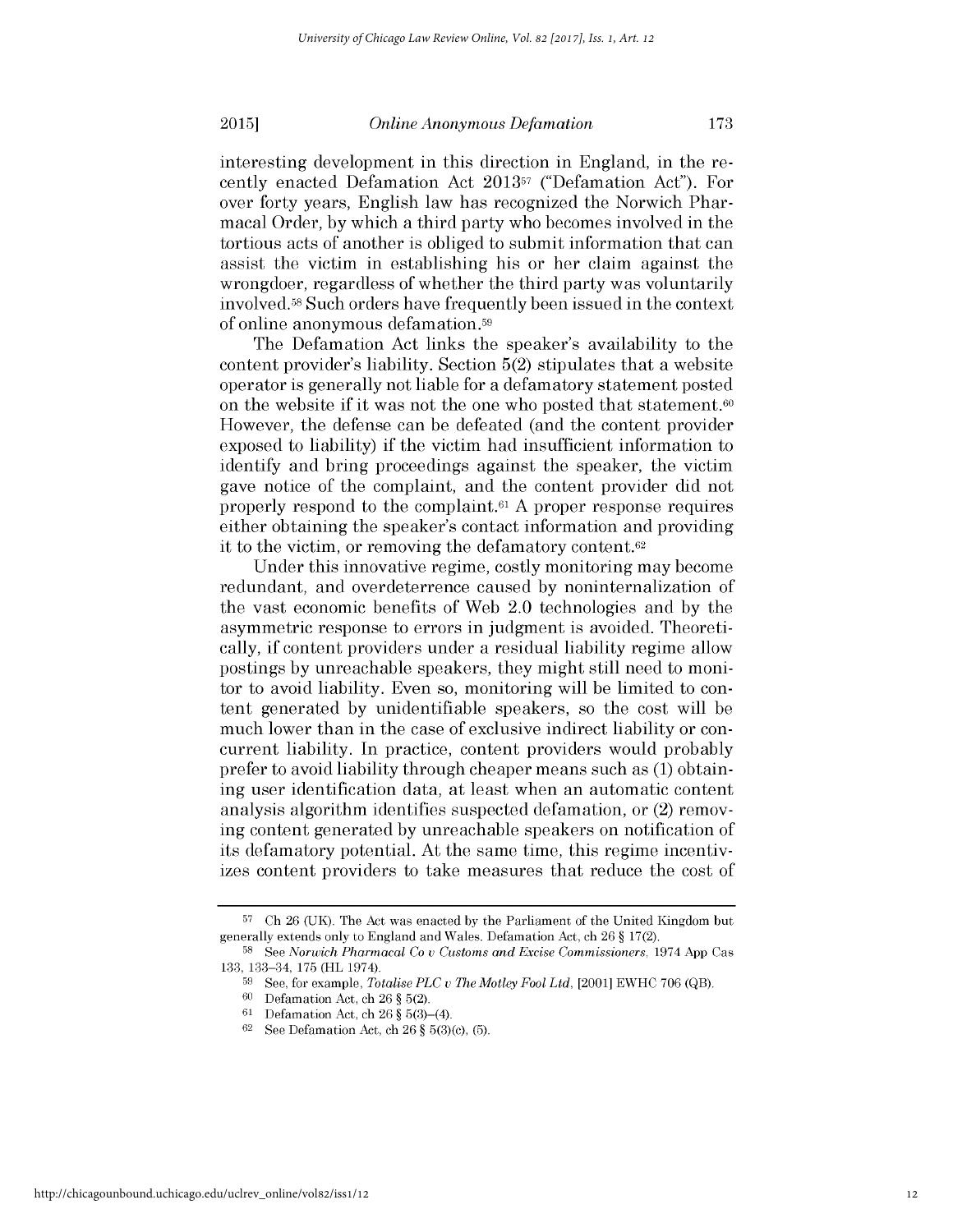interesting development in this direction in England, in the recently enacted Defamation Act 2013[57] ("Defamation Act"). For over forty years, English law has recognized the Norwich Pharmacal Order, by which a third party who becomes involved in the tortious acts of another is obliged to submit information that can assist the victim in establishing his or her claim against the wrongdoer, regardless of whether the third party was voluntarily involved.[58] Such orders have frequently been issued in the context of online anonymous defamation.[59]

The Defamation Act links the speaker's availability to the content provider's liability. Section 5(2) stipulates that a website operator is generally not liable for a defamatory statement posted on the website if it was not the one who posted that statement.[60] However, the defense can be defeated (and the content provider exposed to liability) if the victim had insufficient information to identify and bring proceedings against the speaker, the victim gave notice of the complaint, and the content provider did not properly respond to the complaint.[61] A proper response requires either obtaining the speaker's contact information and providing it to the victim, or removing the defamatory content.[62]

Under this innovative regime, costly monitoring may become redundant, and overdeterrence caused by noninternalization of the vast economic benefits of Web 2.0 technologies and by the asymmetric response to errors in judgment is avoided. Theoretically, if content providers under a residual liability regime allow postings by unreachable speakers, they might still need to monitor to avoid liability. Even so, monitoring will be limited to content generated by unidentifiable speakers, so the cost will be much lower than in the case of exclusive indirect liability or concurrent liability. In practice, content providers would probably prefer to avoid liability through cheaper means such as (1) obtaining user identification data, at least when an automatic content analysis algorithm identifies suspected defamation, or (2) removing content generated by unreachable speakers on notification of its defamatory potential. At the same time, this regime incentivizes content providers to take measures that reduce the cost of

---

[57] Ch 26 (UK). The Act was enacted by the Parliament of the United Kingdom but generally extends only to England and Wales. Defamation Act, ch 26 § 17(2).

[58] See *Norwich Pharmacal Co v Customs and Excise Commissioners*, 1974 App Cas 133, 133–34, 175 (HL 1974).

[59] See, for example, *Totalise PLC v The Motley Fool Ltd*, [2001] EWHC 706 (QB).

[60] Defamation Act, ch 26 § 5(2).

[61] Defamation Act, ch 26 § 5(3)–(4).

[62] See Defamation Act, ch 26 § 5(3)(c), (5).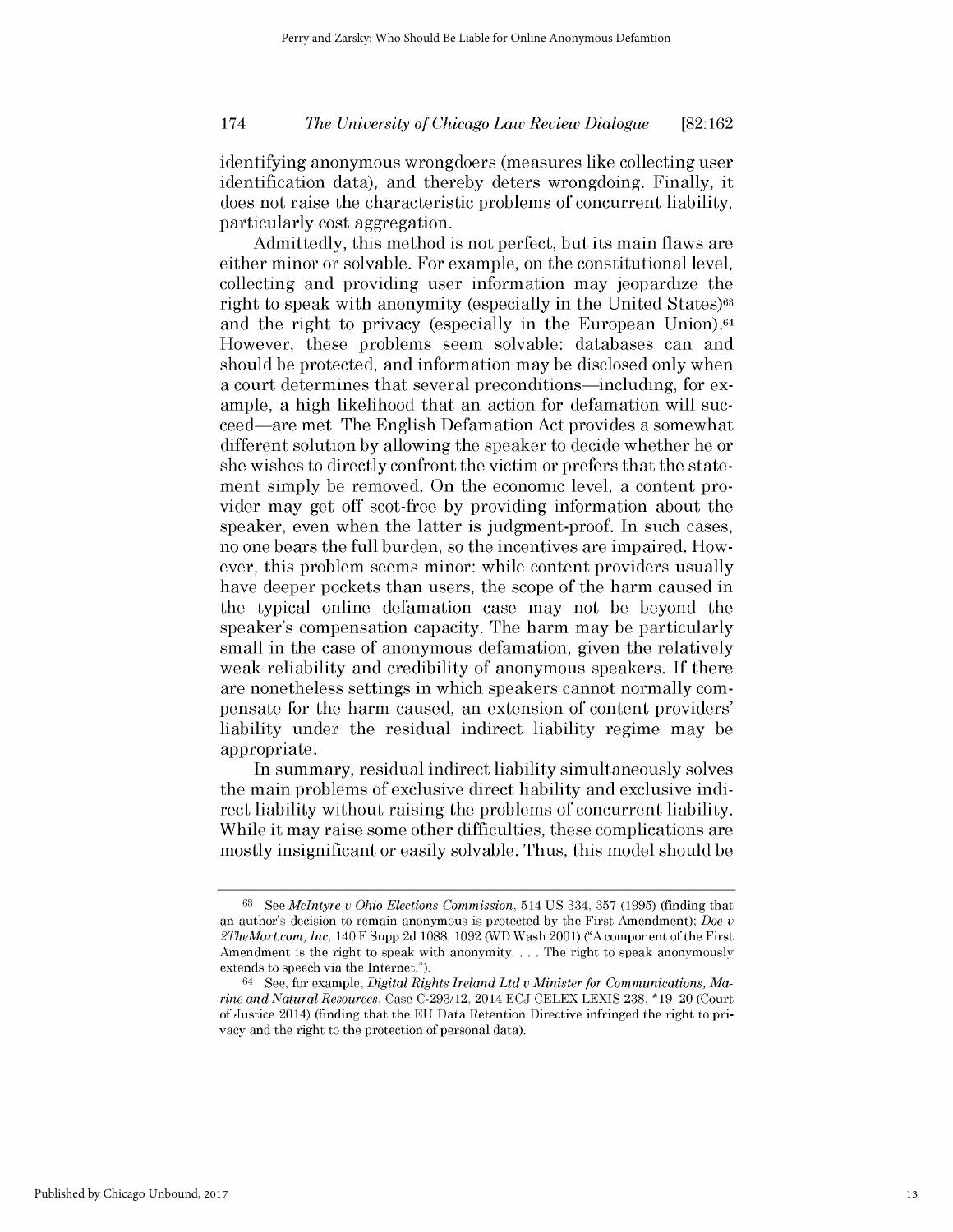identifying anonymous wrongdoers (measures like collecting user identification data), and thereby deters wrongdoing. Finally, it does not raise the characteristic problems of concurrent liability, particularly cost aggregation.

Admittedly, this method is not perfect, but its main flaws are either minor or solvable. For example, on the constitutional level, collecting and providing user information may jeopardize the right to speak with anonymity (especially in the United States)[63] and the right to privacy (especially in the European Union).[64] However, these problems seem solvable: databases can and should be protected, and information may be disclosed only when a court determines that several preconditions—including, for example, a high likelihood that an action for defamation will succeed—are met. The English Defamation Act provides a somewhat different solution by allowing the speaker to decide whether he or she wishes to directly confront the victim or prefers that the statement simply be removed. On the economic level, a content provider may get off scot-free by providing information about the speaker, even when the latter is judgment-proof. In such cases, no one bears the full burden, so the incentives are impaired. However, this problem seems minor: while content providers usually have deeper pockets than users, the scope of the harm caused in the typical online defamation case may not be beyond the speaker's compensation capacity. The harm may be particularly small in the case of anonymous defamation, given the relatively weak reliability and credibility of anonymous speakers. If there are nonetheless settings in which speakers cannot normally compensate for the harm caused, an extension of content providers' liability under the residual indirect liability regime may be appropriate.

In summary, residual indirect liability simultaneously solves the main problems of exclusive direct liability and exclusive indirect liability without raising the problems of concurrent liability. While it may raise some other difficulties, these complications are mostly insignificant or easily solvable. Thus, this model should be

---

[63] See *McIntyre v Ohio Elections Commission*, 514 US 334, 357 (1995) (finding that an author's decision to remain anonymous is protected by the First Amendment); *Doe v 2TheMart.com, Inc*, 140 F Supp 2d 1088, 1092 (WD Wash 2001) ("A component of the First Amendment is the right to speak with anonymity. . . . The right to speak anonymously extends to speech via the Internet.").

[64] See, for example, *Digital Rights Ireland Ltd v Minister for Communications, Marine and Natural Resources*, Case C-293/12, 2014 ECJ CELEX LEXIS 238, *19–20 (Court of Justice 2014) (finding that the EU Data Retention Directive infringed the right to privacy and the right to the protection of personal data).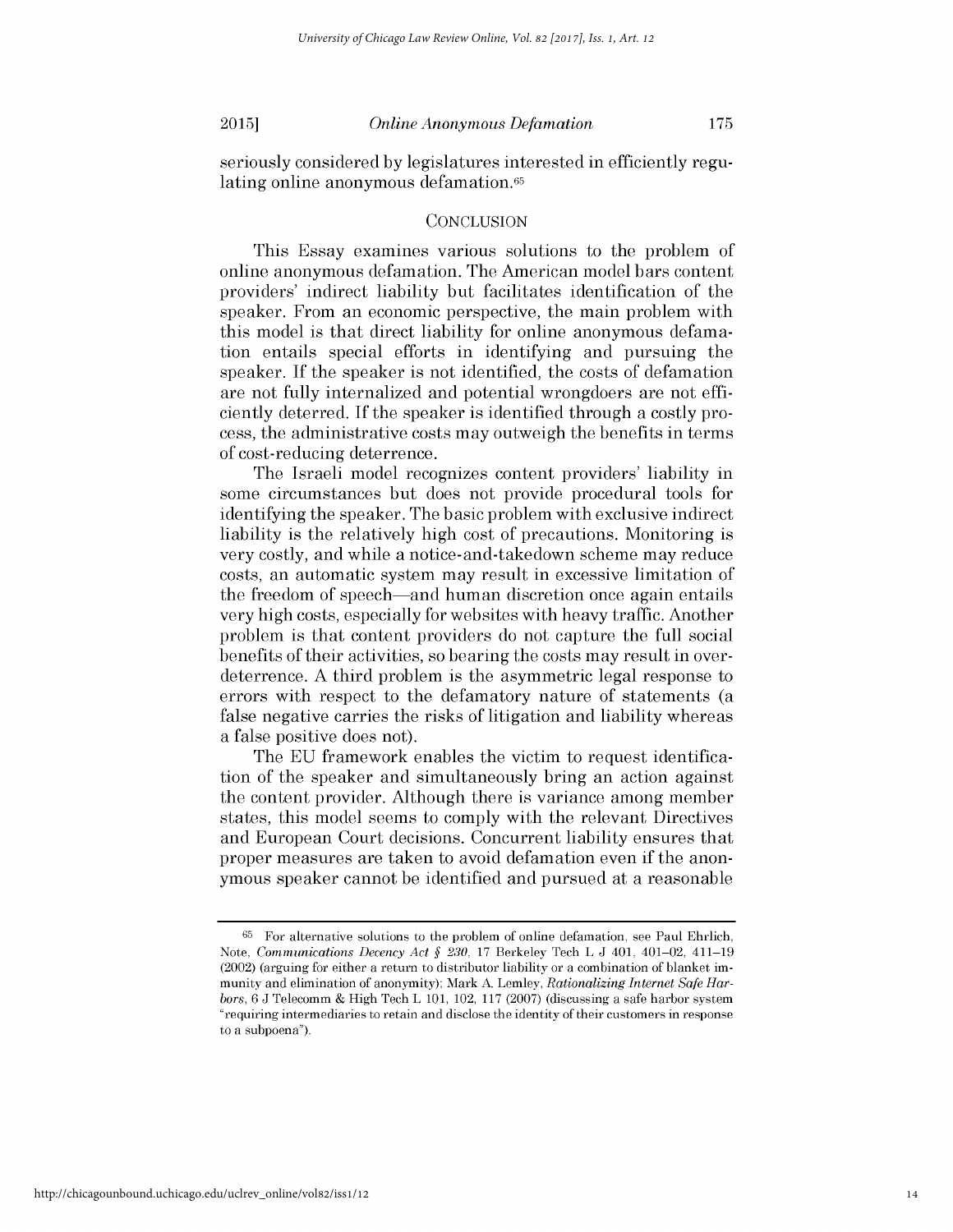seriously considered by legislatures interested in efficiently regulating online anonymous defamation.[65]

## CONCLUSION

This Essay examines various solutions to the problem of online anonymous defamation. The American model bars content providers' indirect liability but facilitates identification of the speaker. From an economic perspective, the main problem with this model is that direct liability for online anonymous defamation entails special efforts in identifying and pursuing the speaker. If the speaker is not identified, the costs of defamation are not fully internalized and potential wrongdoers are not efficiently deterred. If the speaker is identified through a costly process, the administrative costs may outweigh the benefits in terms of cost-reducing deterrence.

The Israeli model recognizes content providers' liability in some circumstances but does not provide procedural tools for identifying the speaker. The basic problem with exclusive indirect liability is the relatively high cost of precautions. Monitoring is very costly, and while a notice-and-takedown scheme may reduce costs, an automatic system may result in excessive limitation of the freedom of speech—and human discretion once again entails very high costs, especially for websites with heavy traffic. Another problem is that content providers do not capture the full social benefits of their activities, so bearing the costs may result in overdeterrence. A third problem is the asymmetric legal response to errors with respect to the defamatory nature of statements (a false negative carries the risks of litigation and liability whereas a false positive does not).

The EU framework enables the victim to request identification of the speaker and simultaneously bring an action against the content provider. Although there is variance among member states, this model seems to comply with the relevant Directives and European Court decisions. Concurrent liability ensures that proper measures are taken to avoid defamation even if the anonymous speaker cannot be identified and pursued at a reasonable

---

[65] For alternative solutions to the problem of online defamation, see Paul Ehrlich, Note, *Communications Decency Act § 230*, 17 Berkeley Tech L J 401, 401–02, 411–19 (2002) (arguing for either a return to distributor liability or a combination of blanket immunity and elimination of anonymity); Mark A. Lemley, *Rationalizing Internet Safe Harbors*, 6 J Telecomm & High Tech L 101, 102, 117 (2007) (discussing a safe harbor system "requiring intermediaries to retain and disclose the identity of their customers in response to a subpoena").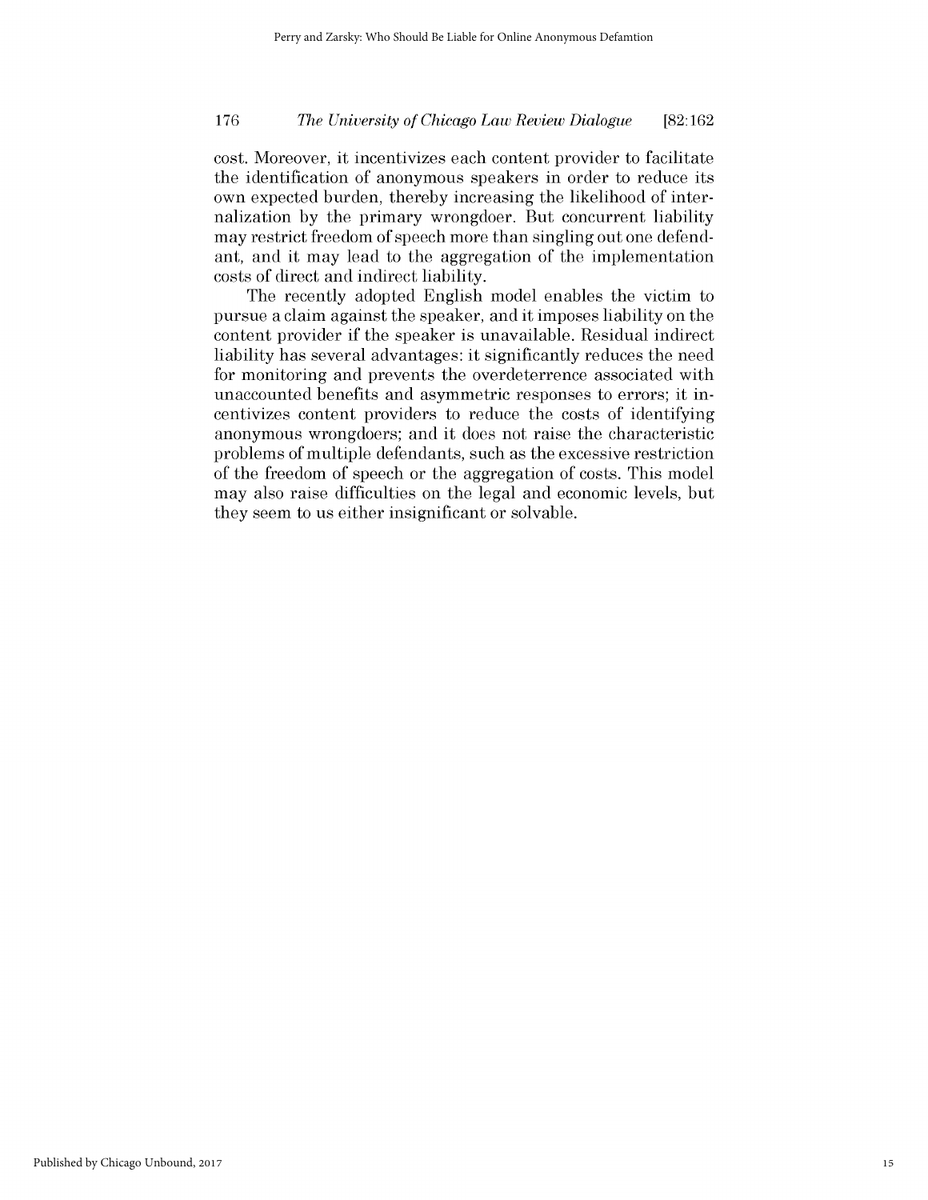cost. Moreover, it incentivizes each content provider to facilitate the identification of anonymous speakers in order to reduce its own expected burden, thereby increasing the likelihood of internalization by the primary wrongdoer. But concurrent liability may restrict freedom of speech more than singling out one defendant, and it may lead to the aggregation of the implementation costs of direct and indirect liability.

The recently adopted English model enables the victim to pursue a claim against the speaker, and it imposes liability on the content provider if the speaker is unavailable. Residual indirect liability has several advantages: it significantly reduces the need for monitoring and prevents the overdeterrence associated with unaccounted benefits and asymmetric responses to errors; it incentivizes content providers to reduce the costs of identifying anonymous wrongdoers; and it does not raise the characteristic problems of multiple defendants, such as the excessive restriction of the freedom of speech or the aggregation of costs. This model may also raise difficulties on the legal and economic levels, but they seem to us either insignificant or solvable.